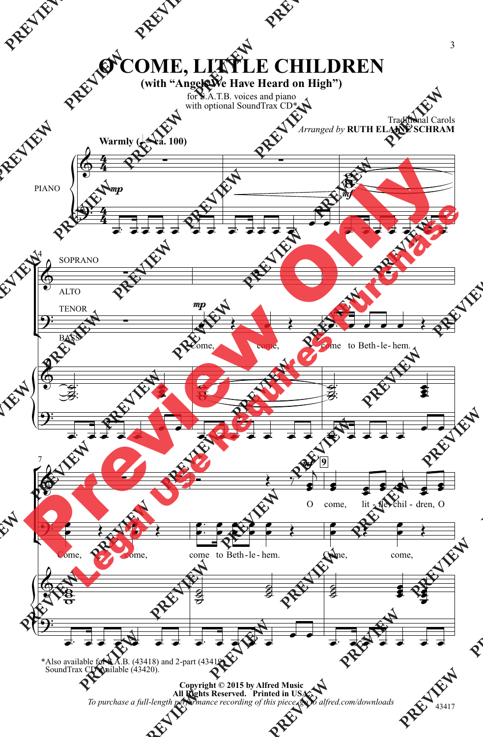# O COME, LITTLE CHILDREN

## (with "Angels We Have Heard on High")

for S.A.T.B. voices and piano
with optional SoundTrax CD*

Traditional Carols
*Arranged by* **RUTH ELAINE SCHRAM**

**Warmly (♩ = ca. 100)**

PIANO

SOPRANO
ALTO
TENOR
BASS

Come, come, come to Beth-le-hem.

Come, come, come to Beth-le-hem.

O come, lit-tle chil-dren, O

Come, come,

*Also available for S.A.B. (43418) and 2-part (43419).
SoundTrax CD available (43420).

**Copyright © 2015 by Alfred Music**
**All Rights Reserved. Printed in USA.**
*To purchase a full-length performance recording of this piece, go to alfred.com/downloads*

43417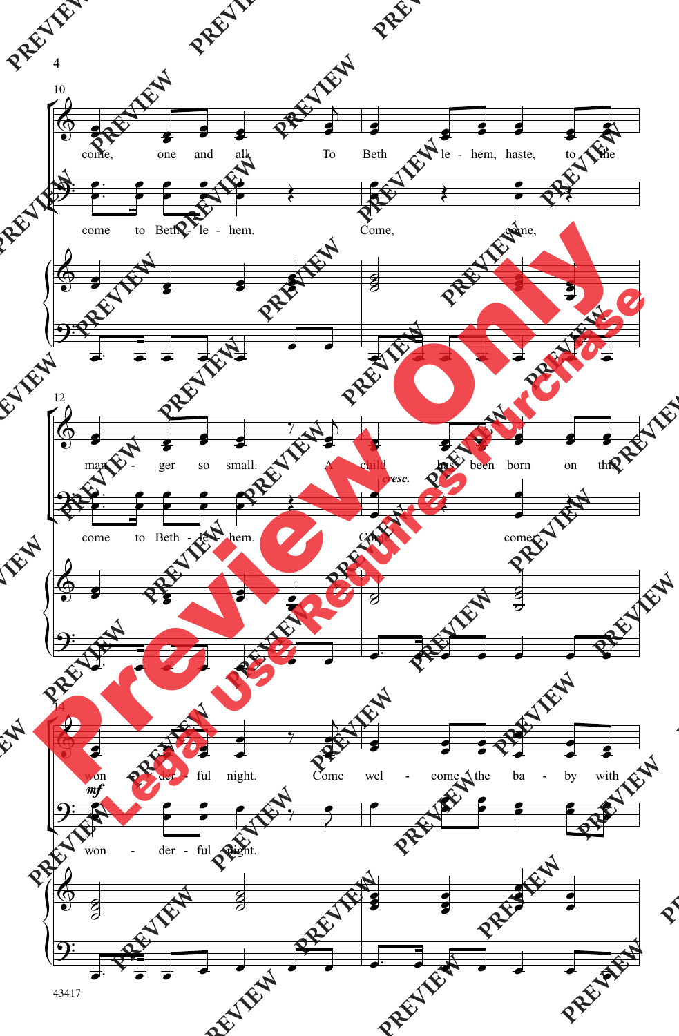10

come, one and all. To Beth - le - hem, haste, to the

come to Beth - le - hem. Come, come,

12

man - ger so small. A child has been born on this

*cresc.*

come to Beth - le - hem. Come, come,

14

won - der - ful night. Come wel - come the ba - by with

*mf*

won - der - ful night.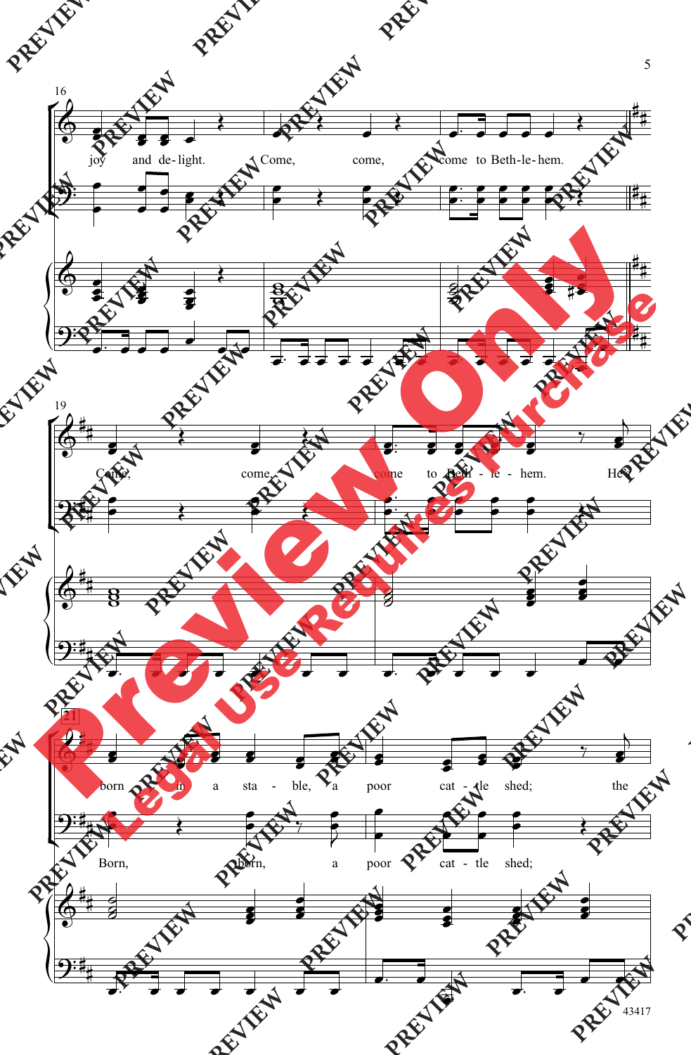joy and de-light. Come, come, come to Beth-le-hem.

Come, come, come to Beth - le - hem. He's

born in a sta - ble, a poor cat - tle shed; the

Born, born, a poor cat - tle shed;

Preview Only
Legal Use Requires Purchase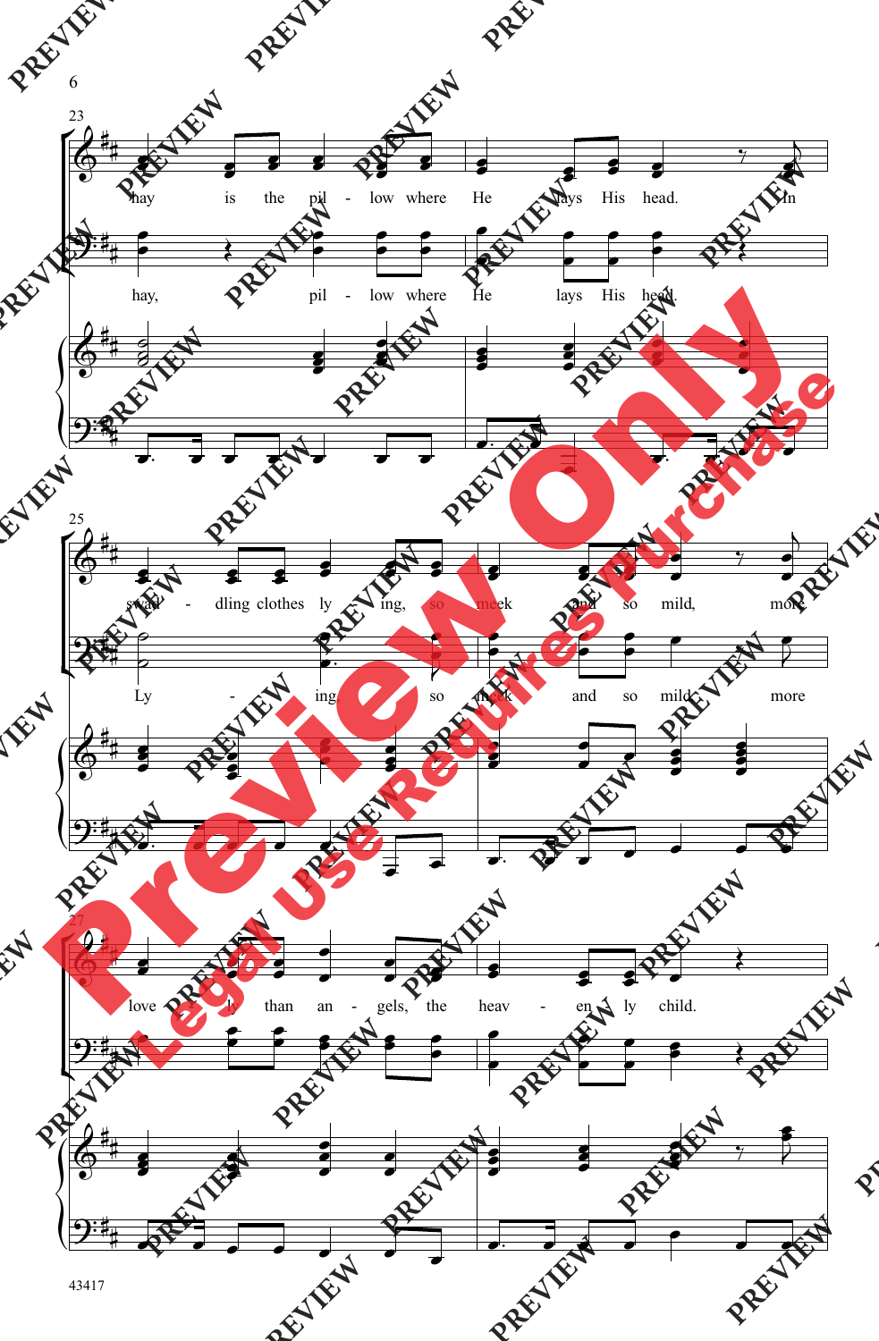hay is the pil - low where He lays His head. In

hay, pil - low where He lays His head.

swad - dling clothes ly - ing, so meek and so mild, more

Ly - ing, so meek and so mild, more

love - ly than an - gels, the heav - en - ly child.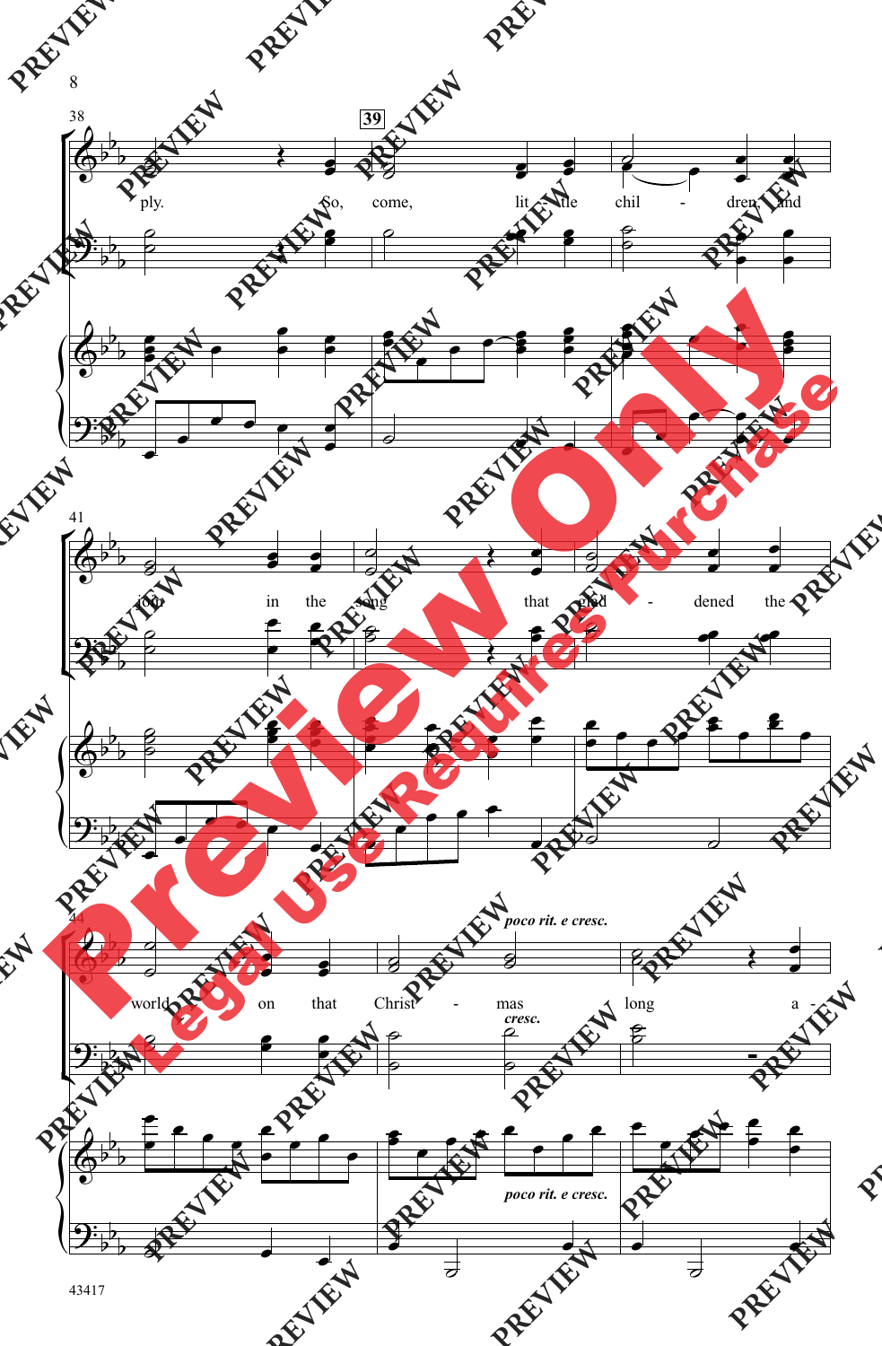38

**39**

ply. So, come, lit - tle chil - dren, and

41

join in the song that glad - dened the

44

*poco rit. e cresc.*

world on that Christ - mas long a -

*cresc.*

*poco rit. e cresc.*

43417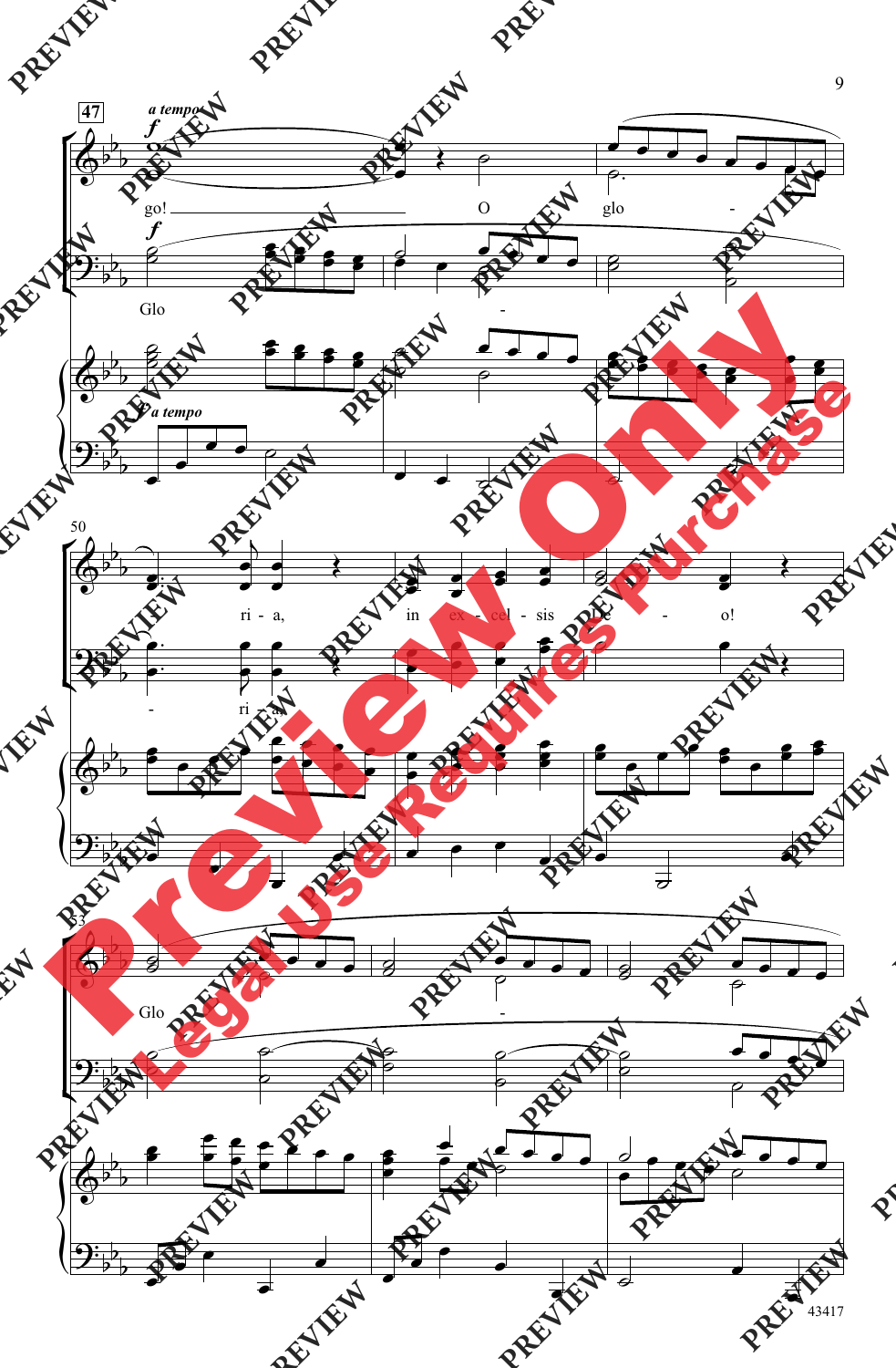**47**

*a tempo*

*f*

go! O glo - ri - a, in ex - cel - sis De - o!

*f*

Glo - ri - a,

*a tempo*

50

53

Glo -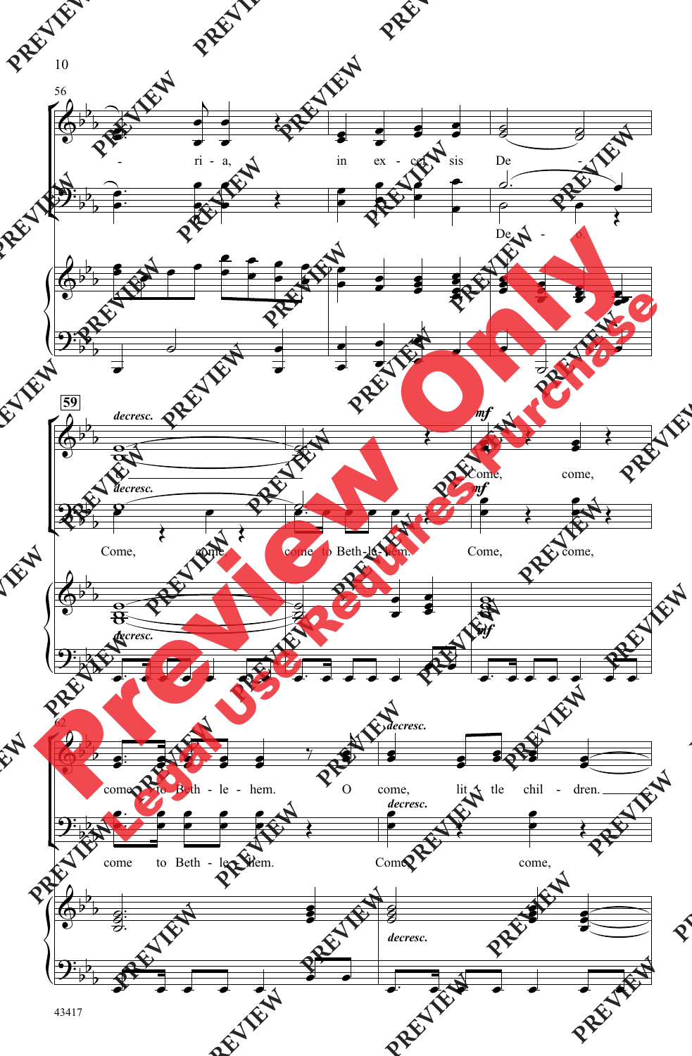56

ri - a, in ex - cel - sis De -

De - o.

59

*decresc.*

*decresc.*

Come, come, come to Beth-le-hem.

*mf*

Come, come,

*mf*

Come, come,

*decresc.*

*mf*

62

come to Beth - le - hem. O come, lit - tle chil - dren.

*decresc.*

*decresc.*

come to Beth - le - hem. Come, come,

*decresc.*

43417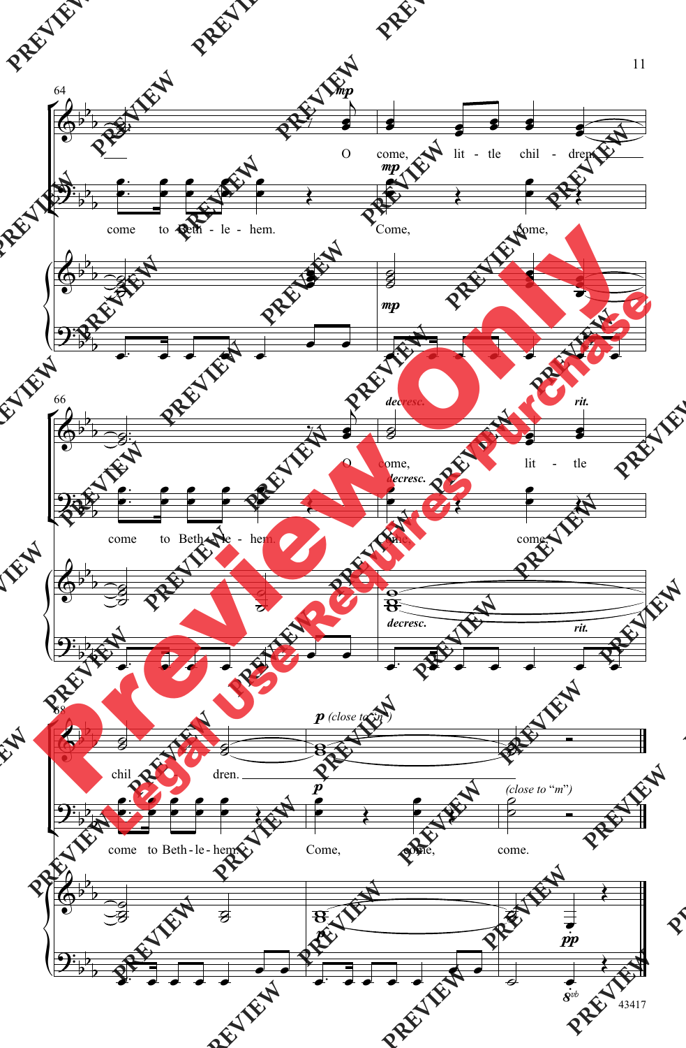64

mp

O come, lit - tle chil - dren.

come to Beth - le - hem. Come, come,

mp

66

decresc. rit.

O come, lit - tle

decresc.

come to Beth - le - hem. Come, come,

decresc. rit.

68

p (close to "n")

chil dren.

p (close to "m")

come to Beth - le - hem. Come, come, come.

p

pp

8vb

43417